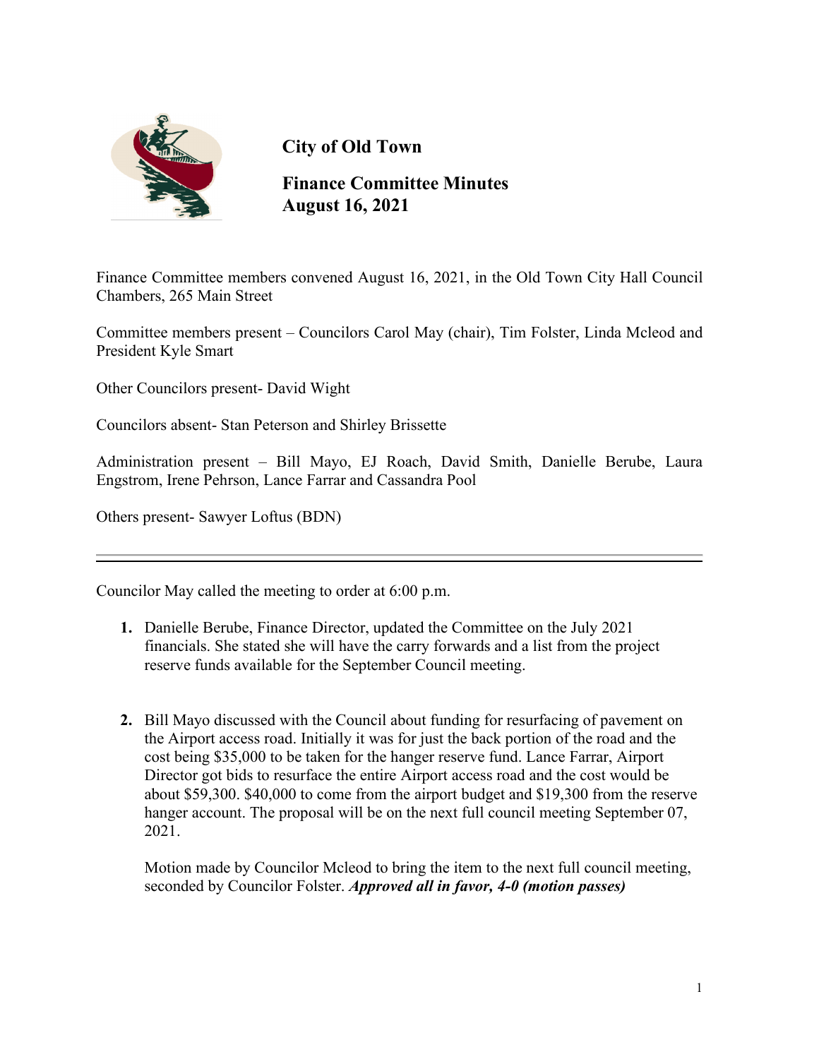# City of Old Town

## Finance Committee Minutes
## August 16, 2021

Finance Committee members convened August 16, 2021, in the Old Town City Hall Council Chambers, 265 Main Street

Committee members present – Councilors Carol May (chair), Tim Folster, Linda Mcleod and President Kyle Smart

Other Councilors present- David Wight

Councilors absent- Stan Peterson and Shirley Brissette

Administration present – Bill Mayo, EJ Roach, David Smith, Danielle Berube, Laura Engstrom, Irene Pehrson, Lance Farrar and Cassandra Pool

Others present- Sawyer Loftus (BDN)

---

Councilor May called the meeting to order at 6:00 p.m.

1. Danielle Berube, Finance Director, updated the Committee on the July 2021 financials. She stated she will have the carry forwards and a list from the project reserve funds available for the September Council meeting.

2. Bill Mayo discussed with the Council about funding for resurfacing of pavement on the Airport access road. Initially it was for just the back portion of the road and the cost being $35,000 to be taken for the hanger reserve fund. Lance Farrar, Airport Director got bids to resurface the entire Airport access road and the cost would be about $59,300. $40,000 to come from the airport budget and $19,300 from the reserve hanger account. The proposal will be on the next full council meeting September 07, 2021.

   Motion made by Councilor Mcleod to bring the item to the next full council meeting, seconded by Councilor Folster. ***Approved all in favor, 4-0 (motion passes)***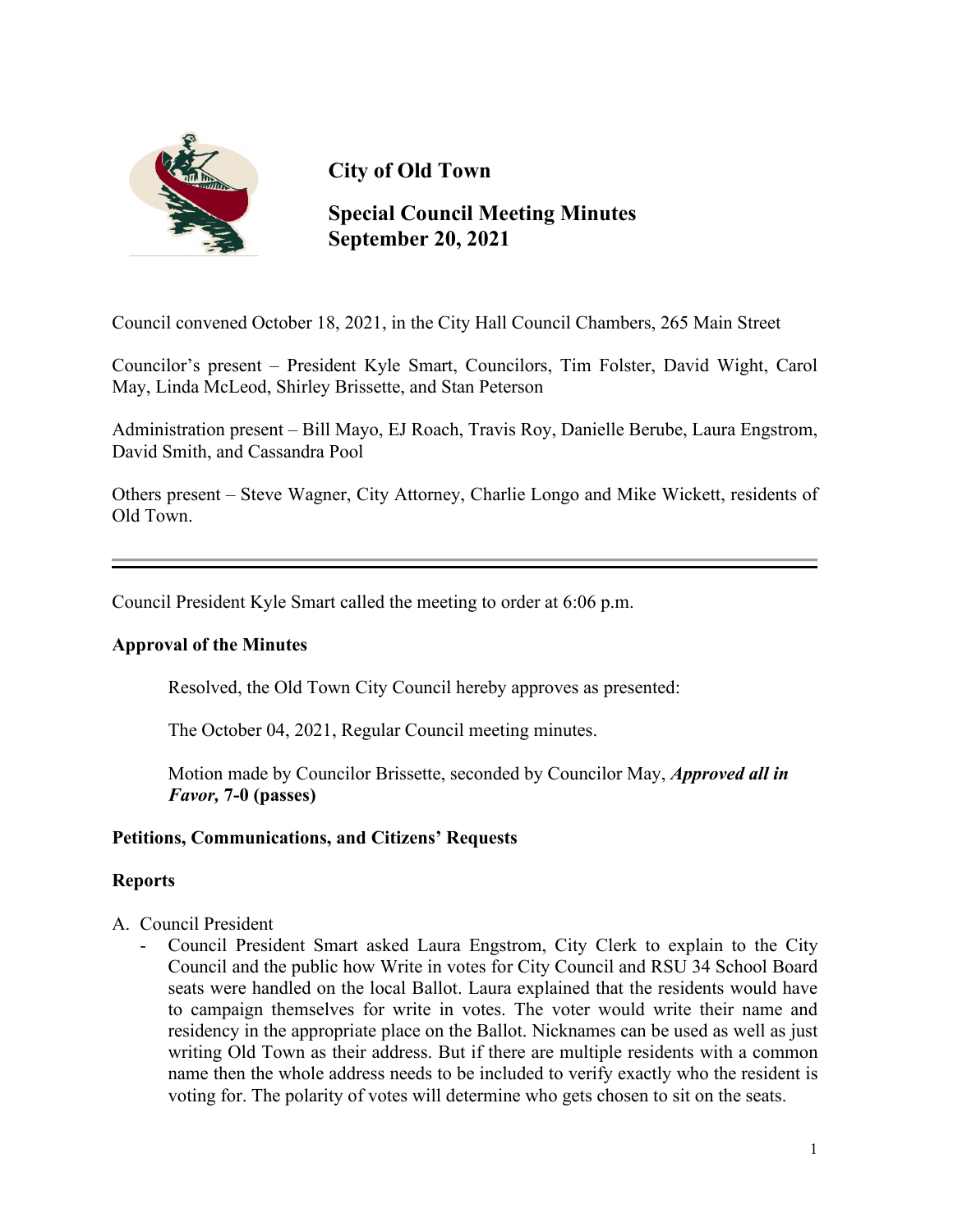**City of Old Town**

**Special Council Meeting Minutes**
**September 20, 2021**

Council convened October 18, 2021, in the City Hall Council Chambers, 265 Main Street

Councilor's present – President Kyle Smart, Councilors, Tim Folster, David Wight, Carol May, Linda McLeod, Shirley Brissette, and Stan Peterson

Administration present – Bill Mayo, EJ Roach, Travis Roy, Danielle Berube, Laura Engstrom, David Smith, and Cassandra Pool

Others present – Steve Wagner, City Attorney, Charlie Longo and Mike Wickett, residents of Old Town.

---

Council President Kyle Smart called the meeting to order at 6:06 p.m.

**Approval of the Minutes**

Resolved, the Old Town City Council hereby approves as presented:

The October 04, 2021, Regular Council meeting minutes.

Motion made by Councilor Brissette, seconded by Councilor May, ***Approved all in Favor,*** **7-0 (passes)**

**Petitions, Communications, and Citizens' Requests**

**Reports**

A. Council President
   - Council President Smart asked Laura Engstrom, City Clerk to explain to the City Council and the public how Write in votes for City Council and RSU 34 School Board seats were handled on the local Ballot. Laura explained that the residents would have to campaign themselves for write in votes. The voter would write their name and residency in the appropriate place on the Ballot. Nicknames can be used as well as just writing Old Town as their address. But if there are multiple residents with a common name then the whole address needs to be included to verify exactly who the resident is voting for. The polarity of votes will determine who gets chosen to sit on the seats.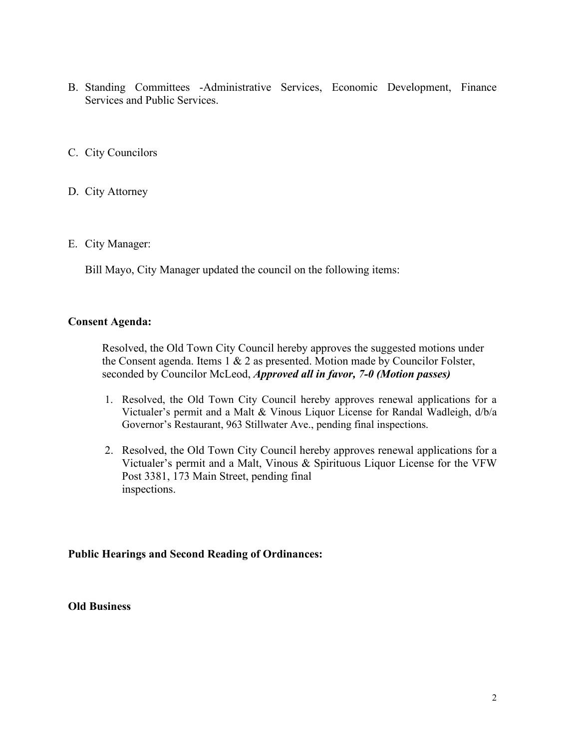B. Standing Committees -Administrative Services, Economic Development, Finance Services and Public Services.

C. City Councilors

D. City Attorney

E. City Manager:

Bill Mayo, City Manager updated the council on the following items:

**Consent Agenda:**

Resolved, the Old Town City Council hereby approves the suggested motions under the Consent agenda. Items 1 & 2 as presented. Motion made by Councilor Folster, seconded by Councilor McLeod, ***Approved all in favor, 7-0 (Motion passes)***

1. Resolved, the Old Town City Council hereby approves renewal applications for a Victualer's permit and a Malt & Vinous Liquor License for Randal Wadleigh, d/b/a Governor's Restaurant, 963 Stillwater Ave., pending final inspections.

2. Resolved, the Old Town City Council hereby approves renewal applications for a Victualer's permit and a Malt, Vinous & Spirituous Liquor License for the VFW Post 3381, 173 Main Street, pending final inspections.

**Public Hearings and Second Reading of Ordinances:**

**Old Business**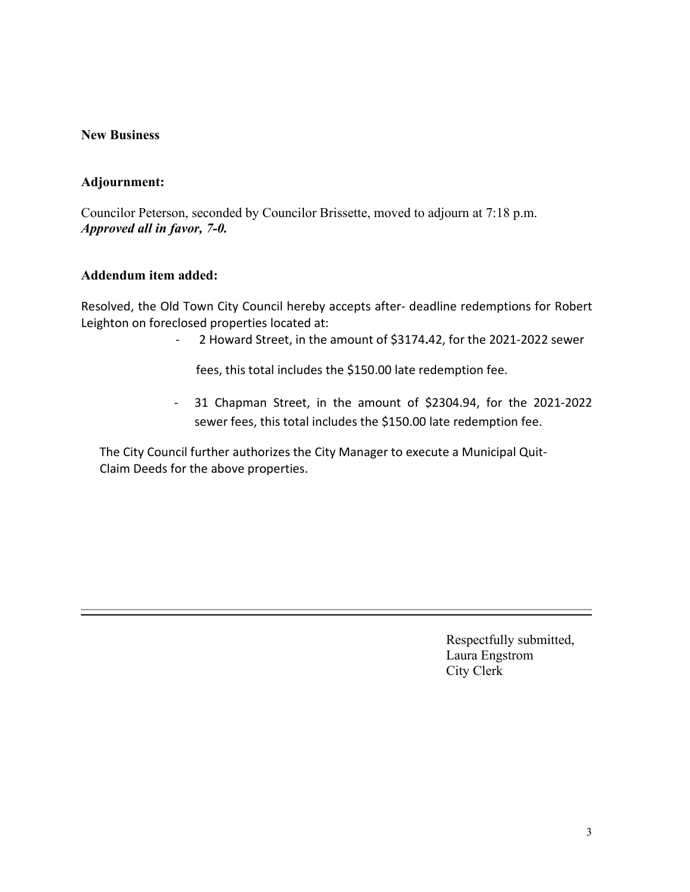**New Business**

**Adjournment:**

Councilor Peterson, seconded by Councilor Brissette, moved to adjourn at 7:18 p.m.
***Approved all in favor, 7-0.***

**Addendum item added:**

Resolved, the Old Town City Council hereby accepts after- deadline redemptions for Robert Leighton on foreclosed properties located at:

- 2 Howard Street, in the amount of $3174.42, for the 2021-2022 sewer fees, this total includes the $150.00 late redemption fee.
- 31 Chapman Street, in the amount of $2304.94, for the 2021-2022 sewer fees, this total includes the $150.00 late redemption fee.

The City Council further authorizes the City Manager to execute a Municipal Quit-Claim Deeds for the above properties.

---

Respectfully submitted,
Laura Engstrom
City Clerk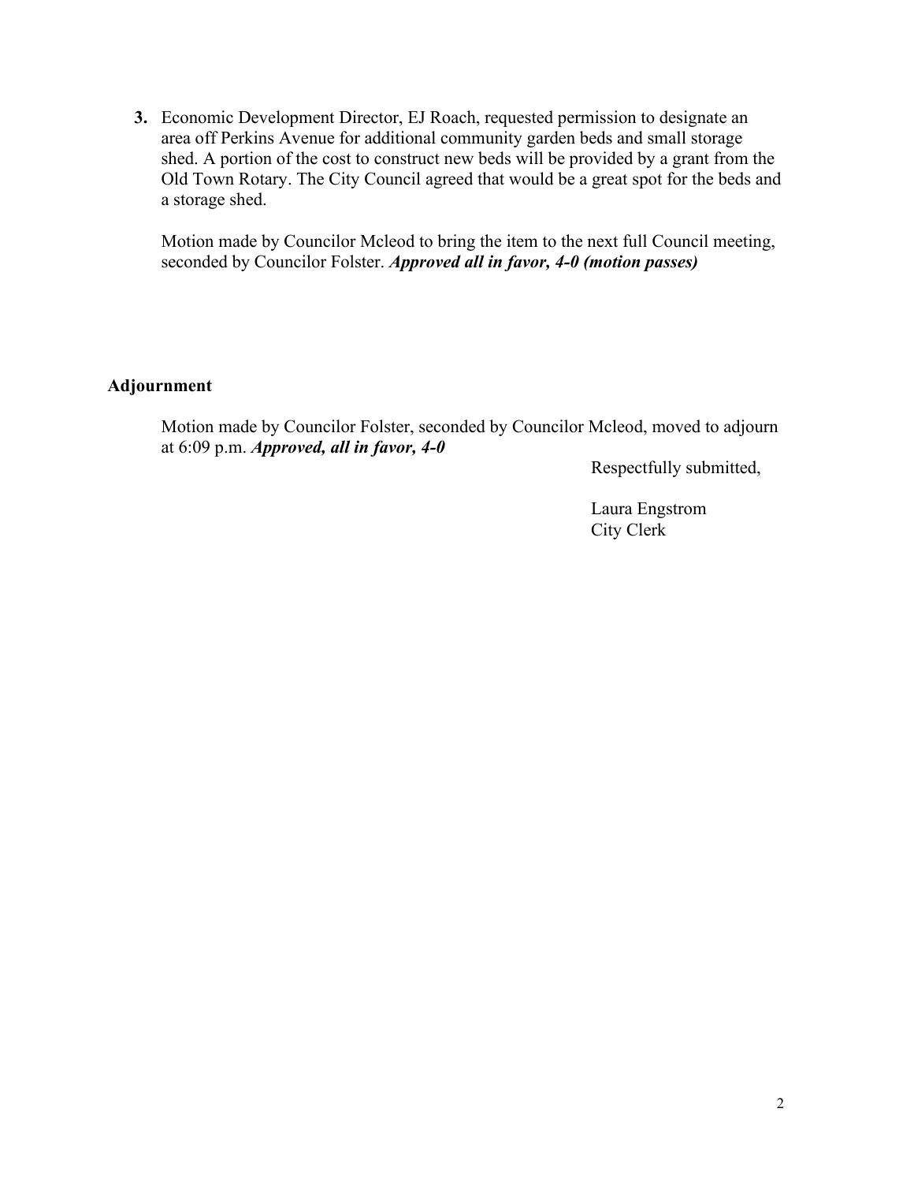3. Economic Development Director, EJ Roach, requested permission to designate an area off Perkins Avenue for additional community garden beds and small storage shed. A portion of the cost to construct new beds will be provided by a grant from the Old Town Rotary. The City Council agreed that would be a great spot for the beds and a storage shed.

   Motion made by Councilor Mcleod to bring the item to the next full Council meeting, seconded by Councilor Folster. ***Approved all in favor, 4-0 (motion passes)***

**Adjournment**

Motion made by Councilor Folster, seconded by Councilor Mcleod, moved to adjourn at 6:09 p.m. ***Approved, all in favor, 4-0***

Respectfully submitted,

Laura Engstrom
City Clerk